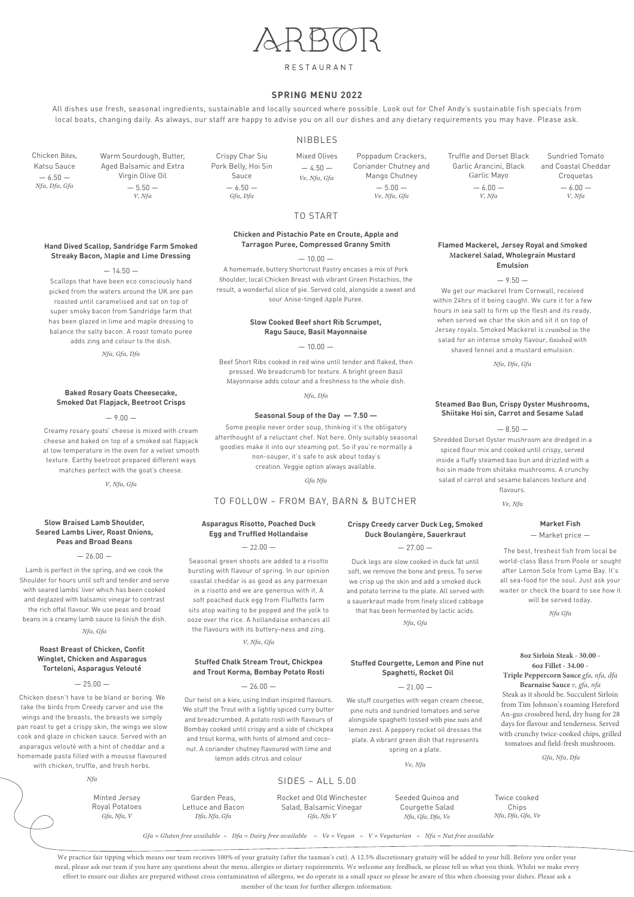# ARBOR

RESTAURANT

## SPRING MENU 2022

All dishes use fresh, seasonal ingredients, sustainable and locally sourced where possible. Look out for Chef Andy's sustainable fish specials from local boats, changing daily. As always, our staff are happy to advise you on all our dishes and any dietary requirements you may have. Please ask.

## NIBBLES

Chicken Bites, Katsu Sauce
— 6.50 —
*Nfa, Dfa, Gfa*

Warm Sourdough, Butter, Aged Balsamic and Extra Virgin Olive Oil
— 5.50 —
*V, Nfa*

Crispy Char Siu Pork Belly, Hoi Sin Sauce
— 6.50 —
*Gfa, Dfa*

Mixed Olives
— 4.50 —
*Ve, Nfa, Gfa*

Poppadum Crackers, Coriander Chutney and Mango Chutney
— 5.00 —
*Ve, Nfa, Gfa*

Truffle and Dorset Black Garlic Arancini, Black Garlic Mayo
— 6.00 —
*V, Nfa*

Sundried Tomato and Coastal Cheddar Croquetas
— 6.00 —
*V, Nfa*

## TO START

**Hand Dived Scallop, Sandridge Farm Smoked Streaky Bacon, Maple and Lime Dressing**

— 14.50 —

Scallops that have been eco consciously hand picked from the waters around the UK are pan roasted until caramelised and sat on top of super smoky bacon from Sandridge farm that has been glazed in lime and maple dressing to balance the salty bacon. A roast tomato puree adds zing and colour to the dish.

*Nfa, Gfa, Dfa*

**Baked Rosary Goats Cheesecake, Smoked Oat Flapjack, Beetroot Crisps**

— 9.00 —

Creamy rosary goats' cheese is mixed with cream cheese and baked on top of a smoked oat flapjack at low temperature in the oven for a velvet smooth texture. Earthy beetroot prepared different ways matches perfect with the goat's cheese.

*V, Nfa, Gfa*

**Chicken and Pistachio Pate en Croute, Apple and Tarragon Puree, Compressed Granny Smith**

— 10.00 —

A homemade, buttery Shortcrust Pastry encases a mix of Pork Shoulder, local Chicken Breast with vibrant Green Pistachios, the result, a wonderful slice of pie. Served cold, alongside a sweet and sour Anise-tinged Apple Puree.

**Slow Cooked Beef short Rib Scrumpet, Ragu Sauce, Basil Mayonnaise**

— 10.00 —

Beef Short Ribs cooked in red wine until tender and flaked, then pressed. We breadcrumb for texture. A bright green Basil Mayonnaise adds colour and a freshness to the whole dish.

*Nfa, Dfa*

**Seasonal Soup of the Day — 7.50 —**

Some people never order soup, thinking it's the obligatory afterthought of a reluctant chef. Not here. Only suitably seasonal goodies make it into our steaming pot. So if you're normally a non-souper, it's safe to ask about today's creation. Veggie option always available.

*Gfa Nfa*

**Flamed Mackerel, Jersey Royal and Smoked Mackerel Salad, Wholegrain Mustard Emulsion**

— 9.50 —

We get our mackerel from Cornwall, received within 24hrs of it being caught. We cure it for a few hours in sea salt to firm up the flesh and its ready, when served we char the skin and sit it on top of Jersey royals. Smoked Mackerel is crumbed in the salad for an intense smoky flavour, finished with shaved fennel and a mustard emulsion.

*Nfa, Dfa, Gfa*

**Steamed Bao Bun, Crispy Oyster Mushrooms, Shiitake Hoi sin, Carrot and Sesame Salad**

— 8.50 —

Shredded Dorset Oyster mushroom are dredged in a spiced flour mix and cooked until crispy, served inside a fluffy steamed bao bun and drizzled with a hoi sin made from shiitake mushrooms. A crunchy salad of carrot and sesame balances texture and flavours.

*Ve, Nfa*

## TO FOLLOW – FROM BAY, BARN & BUTCHER

**Slow Braised Lamb Shoulder, Seared Lambs Liver, Roast Onions, Peas and Broad Beans**

— 26.00 —

Lamb is perfect in the spring, and we cook the Shoulder for hours until soft and tender and serve with seared lambs' liver which has been cooked and deglazed with balsamic vinegar to contrast the rich offal flavour. We use peas and broad beans in a creamy lamb sauce to finish the dish.

*Nfa, Gfa*

**Roast Breast of Chicken, Confit Winglet, Chicken and Asparagus Torteloni, Asparagus Velouté**

— 25.00 —

Chicken doesn't have to be bland or boring. We take the birds from Creedy carver and use the wings and the breasts, the breasts we simply pan roast to get a crispy skin, the wings we slow cook and glaze in chicken sauce. Served with an asparagus velouté with a hint of cheddar and a homemade pasta filled with a mousse flavoured with chicken, truffle, and fresh herbs.

*Nfa*

**Asparagus Risotto, Poached Duck Egg and Truffled Hollandaise**

— 22.00 —

Seasonal green shoots are added to a risotto bursting with flavour of spring. In our opinion coastal cheddar is as good as any parmesan in a risotto and we are generous with it. A soft poached duck egg from Fluffetts farm sits atop waiting to be popped and the yolk to ooze over the rice. A hollandaise enhances all the flavours with its buttery-ness and zing.

*V, Nfa, Gfa*

**Stuffed Chalk Stream Trout, Chickpea and Trout Korma, Bombay Potato Rosti**

— 26.00 —

Our twist on a kiev, using Indian inspired flavours. We stuff the Trout with a lightly spiced curry butter and breadcrumbed. A potato rosti with flavours of Bombay cooked until crispy and a side of chickpea and trout korma, with hints of almond and coconut. A coriander chutney flavoured with lime and lemon adds citrus and colour

**Crispy Creedy carver Duck Leg, Smoked Duck Boulangère, Sauerkraut**

— 27.00 —

Duck legs are slow cooked in duck fat until soft, we remove the bone and press. To serve we crisp up the skin and add a smoked duck and potato terrine to the plate. All served with a sauerkraut made from finely sliced cabbage that has been fermented by lactic acids.

*Nfa, Gfa*

**Stuffed Courgette, Lemon and Pine nut Spaghetti, Rocket Oil**

— 21.00 —

We stuff courgettes with vegan cream cheese, pine nuts and sundried tomatoes and serve alongside spaghetti tossed with pine nuts and lemon zest. A peppery rocket oil dresses the plate. A vibrant green dish that represents spring on a plate.

*Ve, Nfa*

**Market Fish**

— Market price —

The best, freshest fish from local be world-class Bass from Poole or sought after Lemon Sole from Tim Johnson's roaming Hereford An-gus crossbred herd, dry hung for 28 days for flavour and tenderness. Served with crunchy twice-cooked chips, grilled tomatoes and field-fresh mushroom.

Wait — corrected reading of Market Fish and Steak sections:

**Market Fish**

— Market price —

The best, freshest fish from local be world-class Bass from Poole or sought after Lemon Sole from Lyme Bay. It's all sea-food for the soul. Just ask your waiter or check the board to see how it will be served today.

*Nfa Gfa*

**8oz Sirloin Steak - 30.00 -**
**6oz Fillet - 34.00 -**
**Triple Peppercorn Sauce** *gfa, nfa, dfa*
**Bearnaise Sauce** *v, gfa, nfa*

Steak as it should be. Succulent Sirloin from Tim Johnson's roaming Hereford An-gus crossbred herd, dry hung for 28 days for flavour and tenderness. Served with crunchy twice-cooked chips, grilled tomatoes and field-fresh mushroom.

*Gfa, Nfa, Dfa*

## SIDES – ALL 5.00

Minted Jersey Royal Potatoes
*Gfa, Nfa, V*

Garden Peas, Lettuce and Bacon
*Dfa, Nfa, Gfa*

Rocket and Old Winchester Salad, Balsamic Vinegar
*Gfa, Nfa V*

Seeded Quinoa and Courgette Salad
*Nfa, Gfa, Dfa, Ve*

Twice cooked Chips
*Nfa, Dfa, Gfa, Ve*

*Gfa = Gluten free available ~ Dfa = Dairy free available ~ Ve = Vegan ~ V = Vegetarian ~ Nfa = Nut free available*

We practice fair tipping which means our team receives 100% of your gratuity (after the taxman's cut). A 12.5% discretionary gratuity will be added to your bill. Before you order your meal, please ask our team if you have any questions about the menu, allergies or dietary requirements. We welcome any feedback, so please tell us what you think. Whilst we make every effort to ensure our dishes are prepared without cross contamination of allergens, we do operate in a small space so please be aware of this when choosing your dishes. Please ask a member of the team for further allergen information.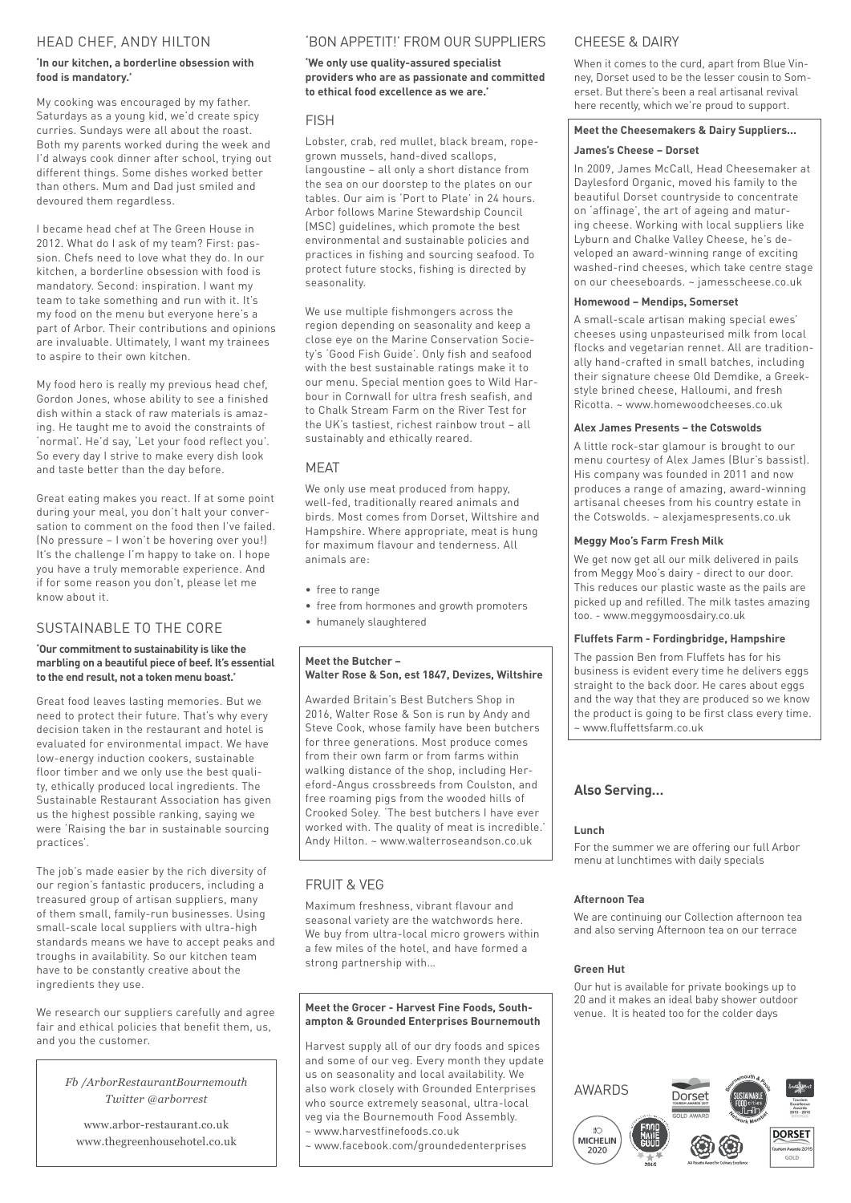## HEAD CHEF, ANDY HILTON

**'In our kitchen, a borderline obsession with food is mandatory.'**

My cooking was encouraged by my father. Saturdays as a young kid, we'd create spicy curries. Sundays were all about the roast. Both my parents worked during the week and I'd always cook dinner after school, trying out different things. Some dishes worked better than others. Mum and Dad just smiled and devoured them regardless.

I became head chef at The Green House in 2012. What do I ask of my team? First: passion. Chefs need to love what they do. In our kitchen, a borderline obsession with food is mandatory. Second: inspiration. I want my team to take something and run with it. It's my food on the menu but everyone here's a part of Arbor. Their contributions and opinions are invaluable. Ultimately, I want my trainees to aspire to their own kitchen.

My food hero is really my previous head chef, Gordon Jones, whose ability to see a finished dish within a stack of raw materials is amazing. He taught me to avoid the constraints of 'normal'. He'd say, 'Let your food reflect you'. So every day I strive to make every dish look and taste better than the day before.

Great eating makes you react. If at some point during your meal, you don't halt your conversation to comment on the food then I've failed. (No pressure – I won't be hovering over you!) It's the challenge I'm happy to take on. I hope you have a truly memorable experience. And if for some reason you don't, please let me know about it.

## SUSTAINABLE TO THE CORE

**'Our commitment to sustainability is like the marbling on a beautiful piece of beef. It's essential to the end result, not a token menu boast.'**

Great food leaves lasting memories. But we need to protect their future. That's why every decision taken in the restaurant and hotel is evaluated for environmental impact. We have low-energy induction cookers, sustainable floor timber and we only use the best quality, ethically produced local ingredients. The Sustainable Restaurant Association has given us the highest possible ranking, saying we were 'Raising the bar in sustainable sourcing practices'.

The job's made easier by the rich diversity of our region's fantastic producers, including a treasured group of artisan suppliers, many of them small, family-run businesses. Using small-scale local suppliers with ultra-high standards means we have to accept peaks and troughs in availability. So our kitchen team have to be constantly creative about the ingredients they use.

We research our suppliers carefully and agree fair and ethical policies that benefit them, us, and you the customer.

*Fb /ArborRestaurantBournemouth*
*Twitter @arborrest*

www.arbor-restaurant.co.uk
www.thegreenhousehotel.co.uk

## 'BON APPETIT!' FROM OUR SUPPLIERS

**'We only use quality-assured specialist providers who are as passionate and committed to ethical food excellence as we are.'**

### FISH

Lobster, crab, red mullet, black bream, rope-grown mussels, hand-dived scallops, langoustine – all only a short distance from the sea on our doorstep to the plates on our tables. Our aim is 'Port to Plate' in 24 hours. Arbor follows Marine Stewardship Council (MSC) guidelines, which promote the best environmental and sustainable policies and practices in fishing and sourcing seafood. To protect future stocks, fishing is directed by seasonality.

We use multiple fishmongers across the region depending on seasonality and keep a close eye on the Marine Conservation Society's 'Good Fish Guide'. Only fish and seafood with the best sustainable ratings make it to our menu. Special mention goes to Wild Harbour in Cornwall for ultra fresh seafish, and to Chalk Stream Farm on the River Test for the UK's tastiest, richest rainbow trout – all sustainably and ethically reared.

### MEAT

We only use meat produced from happy, well-fed, traditionally reared animals and birds. Most comes from Dorset, Wiltshire and Hampshire. Where appropriate, meat is hung for maximum flavour and tenderness. All animals are:

- free to range
- free from hormones and growth promoters
- humanely slaughtered

**Meet the Butcher – Walter Rose & Son, est 1847, Devizes, Wiltshire**

Awarded Britain's Best Butchers Shop in 2016, Walter Rose & Son is run by Andy and Steve Cook, whose family have been butchers for three generations. Most produce comes from their own farm or from farms within walking distance of the shop, including Hereford-Angus crossbreeds from Coulston, and free roaming pigs from the wooded hills of Crooked Soley. 'The best butchers I have ever worked with. The quality of meat is incredible.' Andy Hilton. ~ www.walterroseandson.co.uk

### FRUIT & VEG

Maximum freshness, vibrant flavour and seasonal variety are the watchwords here. We buy from ultra-local micro growers within a few miles of the hotel, and have formed a strong partnership with...

**Meet the Grocer - Harvest Fine Foods, Southampton & Grounded Enterprises Bournemouth**

Harvest supply all of our dry foods and spices and some of our veg. Every month they update us on seasonality and local availability. We also work closely with Grounded Enterprises who source extremely seasonal, ultra-local veg via the Bournemouth Food Assembly.
~ www.harvestfinefoods.co.uk
~ www.facebook.com/groundedenterprises

## CHEESE & DAIRY

When it comes to the curd, apart from Blue Vinney, Dorset used to be the lesser cousin to Somerset. But there's been a real artisanal revival here recently, which we're proud to support.

**Meet the Cheesemakers & Dairy Suppliers...**

**James's Cheese – Dorset**

In 2009, James McCall, Head Cheesemaker at Daylesford Organic, moved his family to the beautiful Dorset countryside to concentrate on 'affinage', the art of ageing and maturing cheese. Working with local suppliers like Lyburn and Chalke Valley Cheese, he's developed an award-winning range of exciting washed-rind cheeses, which take centre stage on our cheeseboards. ~ jamesscheese.co.uk

**Homewood – Mendips, Somerset**

A small-scale artisan making special ewes' cheeses using unpasteurised milk from local flocks and vegetarian rennet. All are traditionally hand-crafted in small batches, including their signature cheese Old Demdike, a Greek-style brined cheese, Halloumi, and fresh Ricotta. ~ www.homewoodcheeses.co.uk

**Alex James Presents – the Cotswolds**

A little rock-star glamour is brought to our menu courtesy of Alex James (Blur's bassist). His company was founded in 2011 and now produces a range of amazing, award-winning artisanal cheeses from his country estate in the Cotswolds. ~ alexjamespresents.co.uk

**Meggy Moo's Farm Fresh Milk**

We get now get all our milk delivered in pails from Meggy Moo's dairy - direct to our door. This reduces our plastic waste as the pails are picked up and refilled. The milk tastes amazing too. - www.meggymoosdairy.co.uk

**Fluffets Farm - Fordingbridge, Hampshire**

The passion Ben from Fluffets has for his business is evident every time he delivers eggs straight to the back door. He cares about eggs and the way that they are produced so we know the product is going to be first class every time. ~ www.fluffettsfarm.co.uk

## Also Serving...

**Lunch**

For the summer we are offering our full Arbor menu at lunchtimes with daily specials

**Afternoon Tea**

We are continuing our Collection afternoon tea and also serving Afternoon tea on our terrace

**Green Hut**

Our hut is available for private bookings up to 20 and it makes an ideal baby shower outdoor venue. It is heated too for the colder days

## AWARDS

MICHELIN 2020

Dorset Tourism Awards 2017 Gold Award

Food Made Good 2016

Sustainable Food Cities – Bournemouth & Poole Network Member

AA Rosette Award for Culinary Excellence

Tourism Excellence Awards 2015 - 2016

DORSET Tourism Awards 2015 GOLD